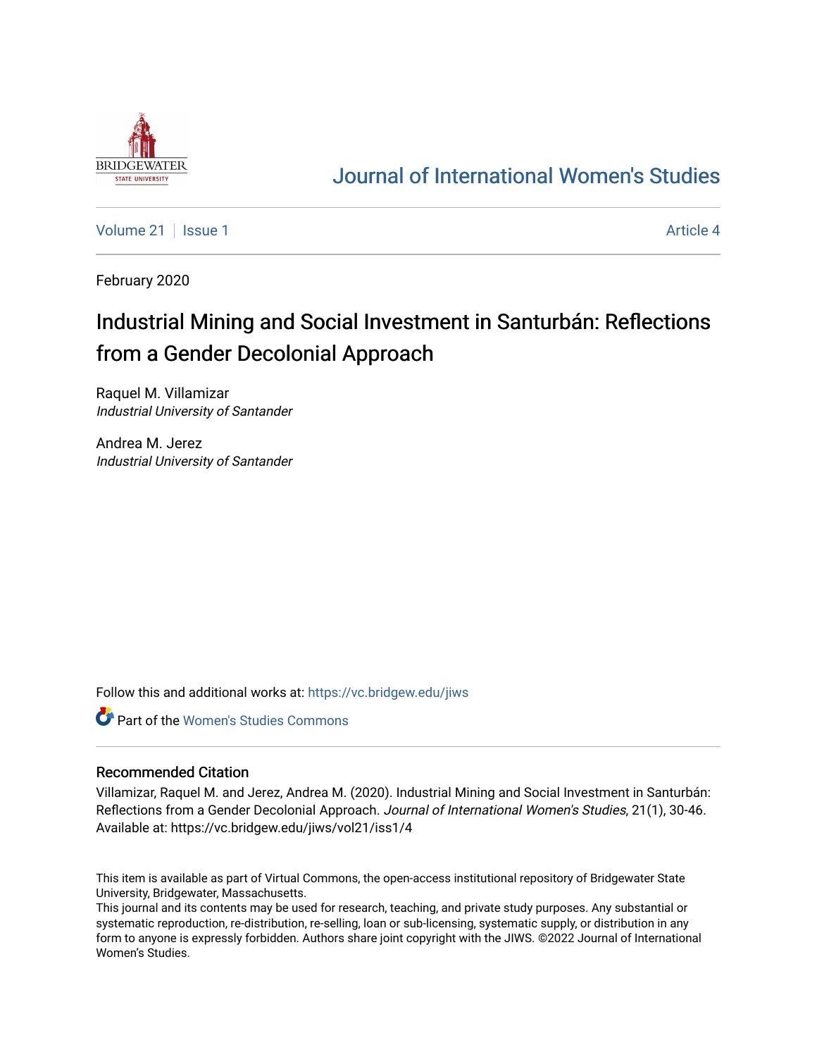# Journal of International Women's Studies

Volume 21 | Issue 1 | Article 4

February 2020

## Industrial Mining and Social Investment in Santurbán: Reflections from a Gender Decolonial Approach

Raquel M. Villamizar
*Industrial University of Santander*

Andrea M. Jerez
*Industrial University of Santander*

Follow this and additional works at: https://vc.bridgew.edu/jiws

Part of the Women's Studies Commons

### Recommended Citation

Villamizar, Raquel M. and Jerez, Andrea M. (2020). Industrial Mining and Social Investment in Santurbán: Reflections from a Gender Decolonial Approach. *Journal of International Women's Studies*, 21(1), 30-46. Available at: https://vc.bridgew.edu/jiws/vol21/iss1/4

This item is available as part of Virtual Commons, the open-access institutional repository of Bridgewater State University, Bridgewater, Massachusetts.
This journal and its contents may be used for research, teaching, and private study purposes. Any substantial or systematic reproduction, re-distribution, re-selling, loan or sub-licensing, systematic supply, or distribution in any form to anyone is expressly forbidden. Authors share joint copyright with the JIWS. ©2022 Journal of International Women's Studies.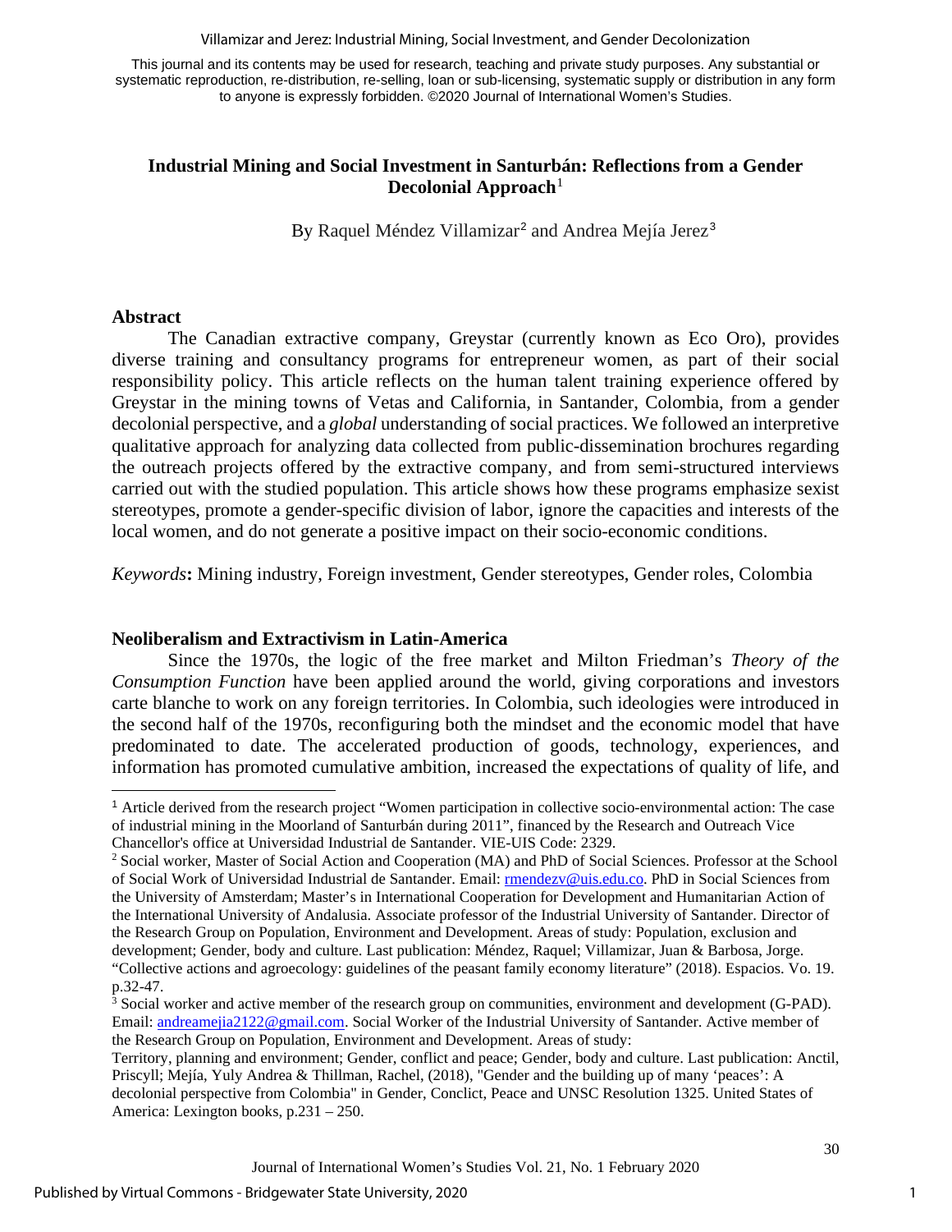This journal and its contents may be used for research, teaching and private study purposes. Any substantial or systematic reproduction, re-distribution, re-selling, loan or sub-licensing, systematic supply or distribution in any form to anyone is expressly forbidden. ©2020 Journal of International Women's Studies.

# Industrial Mining and Social Investment in Santurbán: Reflections from a Gender Decolonial Approach[1]

By Raquel Méndez Villamizar[2] and Andrea Mejía Jerez[3]

## Abstract

The Canadian extractive company, Greystar (currently known as Eco Oro), provides diverse training and consultancy programs for entrepreneur women, as part of their social responsibility policy. This article reflects on the human talent training experience offered by Greystar in the mining towns of Vetas and California, in Santander, Colombia, from a gender decolonial perspective, and a *global* understanding of social practices. We followed an interpretive qualitative approach for analyzing data collected from public-dissemination brochures regarding the outreach projects offered by the extractive company, and from semi-structured interviews carried out with the studied population. This article shows how these programs emphasize sexist stereotypes, promote a gender-specific division of labor, ignore the capacities and interests of the local women, and do not generate a positive impact on their socio-economic conditions.

*Keywords*: Mining industry, Foreign investment, Gender stereotypes, Gender roles, Colombia

## Neoliberalism and Extractivism in Latin-America

Since the 1970s, the logic of the free market and Milton Friedman's *Theory of the Consumption Function* have been applied around the world, giving corporations and investors carte blanche to work on any foreign territories. In Colombia, such ideologies were introduced in the second half of the 1970s, reconfiguring both the mindset and the economic model that have predominated to date. The accelerated production of goods, technology, experiences, and information has promoted cumulative ambition, increased the expectations of quality of life, and

---

[1] Article derived from the research project "Women participation in collective socio-environmental action: The case of industrial mining in the Moorland of Santurbán during 2011", financed by the Research and Outreach Vice Chancellor's office at Universidad Industrial de Santander. VIE-UIS Code: 2329.

[2] Social worker, Master of Social Action and Cooperation (MA) and PhD of Social Sciences. Professor at the School of Social Work of Universidad Industrial de Santander. Email: rmendezv@uis.edu.co. PhD in Social Sciences from the University of Amsterdam; Master's in International Cooperation for Development and Humanitarian Action of the International University of Andalusia. Associate professor of the Industrial University of Santander. Director of the Research Group on Population, Environment and Development. Areas of study: Population, exclusion and development; Gender, body and culture. Last publication: Méndez, Raquel; Villamizar, Juan & Barbosa, Jorge. "Collective actions and agroecology: guidelines of the peasant family economy literature" (2018). Espacios. Vo. 19. p.32-47.

[3] Social worker and active member of the research group on communities, environment and development (G-PAD). Email: andreamejia2122@gmail.com. Social Worker of the Industrial University of Santander. Active member of the Research Group on Population, Environment and Development. Areas of study: Territory, planning and environment; Gender, conflict and peace; Gender, body and culture. Last publication: Anctil, Priscyll; Mejía, Yuly Andrea & Thillman, Rachel, (2018), "Gender and the building up of many 'peaces': A decolonial perspective from Colombia" in Gender, Conclict, Peace and UNSC Resolution 1325. United States of America: Lexington books, p.231 – 250.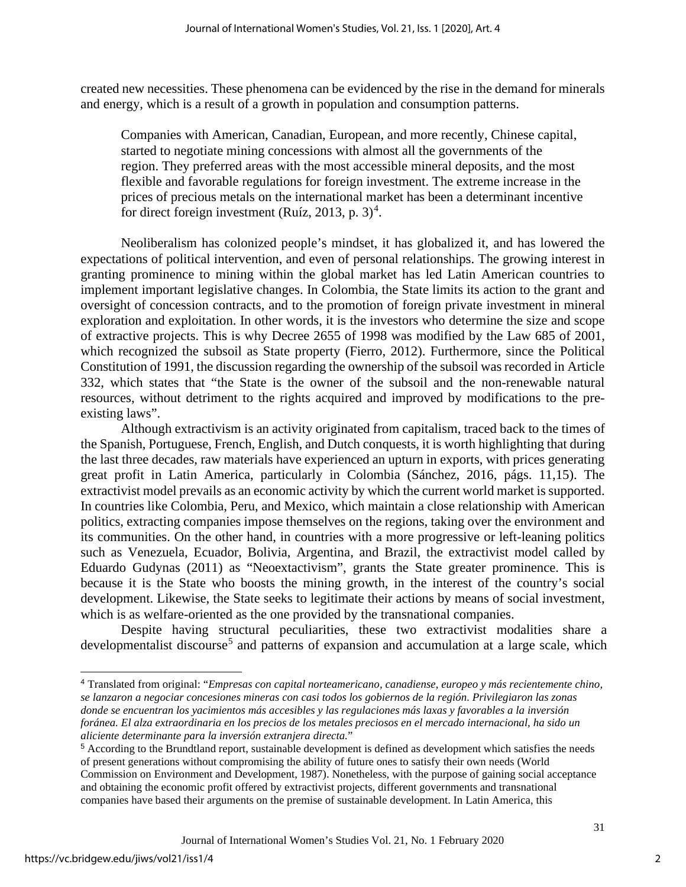created new necessities. These phenomena can be evidenced by the rise in the demand for minerals and energy, which is a result of a growth in population and consumption patterns.

> Companies with American, Canadian, European, and more recently, Chinese capital, started to negotiate mining concessions with almost all the governments of the region. They preferred areas with the most accessible mineral deposits, and the most flexible and favorable regulations for foreign investment. The extreme increase in the prices of precious metals on the international market has been a determinant incentive for direct foreign investment (Ruíz, 2013, p. 3)[4].

Neoliberalism has colonized people's mindset, it has globalized it, and has lowered the expectations of political intervention, and even of personal relationships. The growing interest in granting prominence to mining within the global market has led Latin American countries to implement important legislative changes. In Colombia, the State limits its action to the grant and oversight of concession contracts, and to the promotion of foreign private investment in mineral exploration and exploitation. In other words, it is the investors who determine the size and scope of extractive projects. This is why Decree 2655 of 1998 was modified by the Law 685 of 2001, which recognized the subsoil as State property (Fierro, 2012). Furthermore, since the Political Constitution of 1991, the discussion regarding the ownership of the subsoil was recorded in Article 332, which states that "the State is the owner of the subsoil and the non-renewable natural resources, without detriment to the rights acquired and improved by modifications to the pre-existing laws".

Although extractivism is an activity originated from capitalism, traced back to the times of the Spanish, Portuguese, French, English, and Dutch conquests, it is worth highlighting that during the last three decades, raw materials have experienced an upturn in exports, with prices generating great profit in Latin America, particularly in Colombia (Sánchez, 2016, págs. 11,15). The extractivist model prevails as an economic activity by which the current world market is supported. In countries like Colombia, Peru, and Mexico, which maintain a close relationship with American politics, extracting companies impose themselves on the regions, taking over the environment and its communities. On the other hand, in countries with a more progressive or left-leaning politics such as Venezuela, Ecuador, Bolivia, Argentina, and Brazil, the extractivist model called by Eduardo Gudynas (2011) as "Neoextactivism", grants the State greater prominence. This is because it is the State who boosts the mining growth, in the interest of the country's social development. Likewise, the State seeks to legitimate their actions by means of social investment, which is as welfare-oriented as the one provided by the transnational companies.

Despite having structural peculiarities, these two extractivist modalities share a developmentalist discourse[5] and patterns of expansion and accumulation at a large scale, which

---

[4] Translated from original: "*Empresas con capital norteamericano, canadiense, europeo y más recientemente chino, se lanzaron a negociar concesiones mineras con casi todos los gobiernos de la región. Privilegiaron las zonas donde se encuentran los yacimientos más accesibles y las regulaciones más laxas y favorables a la inversión foránea. El alza extraordinaria en los precios de los metales preciosos en el mercado internacional, ha sido un aliciente determinante para la inversión extranjera directa.*"

[5] According to the Brundtland report, sustainable development is defined as development which satisfies the needs of present generations without compromising the ability of future ones to satisfy their own needs (World Commission on Environment and Development, 1987). Nonetheless, with the purpose of gaining social acceptance and obtaining the economic profit offered by extractivist projects, different governments and transnational companies have based their arguments on the premise of sustainable development. In Latin America, this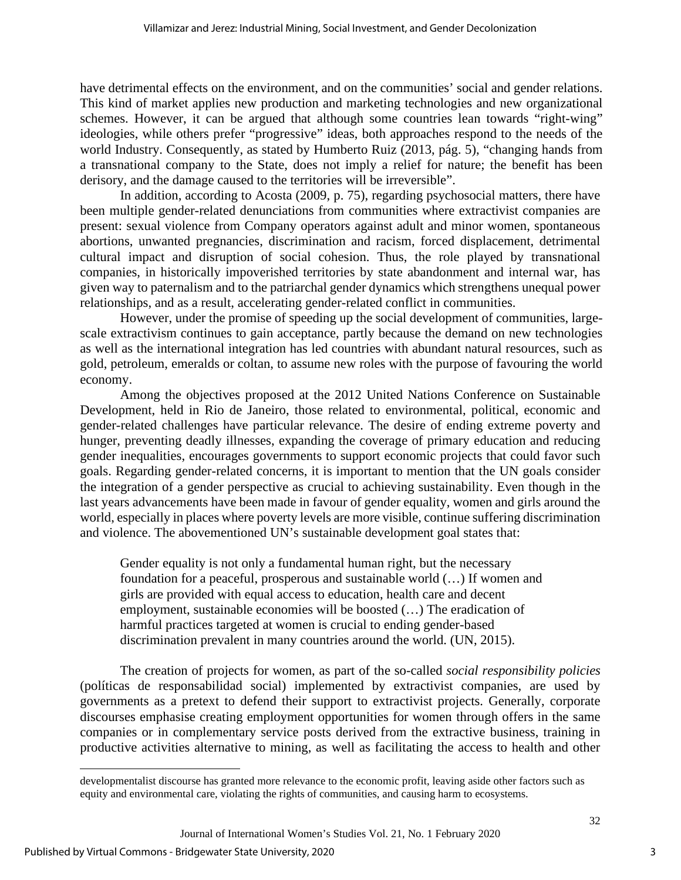have detrimental effects on the environment, and on the communities' social and gender relations. This kind of market applies new production and marketing technologies and new organizational schemes. However, it can be argued that although some countries lean towards "right-wing" ideologies, while others prefer "progressive" ideas, both approaches respond to the needs of the world Industry. Consequently, as stated by Humberto Ruiz (2013, pág. 5), "changing hands from a transnational company to the State, does not imply a relief for nature; the benefit has been derisory, and the damage caused to the territories will be irreversible".

In addition, according to Acosta (2009, p. 75), regarding psychosocial matters, there have been multiple gender-related denunciations from communities where extractivist companies are present: sexual violence from Company operators against adult and minor women, spontaneous abortions, unwanted pregnancies, discrimination and racism, forced displacement, detrimental cultural impact and disruption of social cohesion. Thus, the role played by transnational companies, in historically impoverished territories by state abandonment and internal war, has given way to paternalism and to the patriarchal gender dynamics which strengthens unequal power relationships, and as a result, accelerating gender-related conflict in communities.

However, under the promise of speeding up the social development of communities, large-scale extractivism continues to gain acceptance, partly because the demand on new technologies as well as the international integration has led countries with abundant natural resources, such as gold, petroleum, emeralds or coltan, to assume new roles with the purpose of favouring the world economy.

Among the objectives proposed at the 2012 United Nations Conference on Sustainable Development, held in Rio de Janeiro, those related to environmental, political, economic and gender-related challenges have particular relevance. The desire of ending extreme poverty and hunger, preventing deadly illnesses, expanding the coverage of primary education and reducing gender inequalities, encourages governments to support economic projects that could favor such goals. Regarding gender-related concerns, it is important to mention that the UN goals consider the integration of a gender perspective as crucial to achieving sustainability. Even though in the last years advancements have been made in favour of gender equality, women and girls around the world, especially in places where poverty levels are more visible, continue suffering discrimination and violence. The abovementioned UN's sustainable development goal states that:

> Gender equality is not only a fundamental human right, but the necessary foundation for a peaceful, prosperous and sustainable world (…) If women and girls are provided with equal access to education, health care and decent employment, sustainable economies will be boosted (…) The eradication of harmful practices targeted at women is crucial to ending gender-based discrimination prevalent in many countries around the world. (UN, 2015).

The creation of projects for women, as part of the so-called *social responsibility policies* (políticas de responsabilidad social) implemented by extractivist companies, are used by governments as a pretext to defend their support to extractivist projects. Generally, corporate discourses emphasise creating employment opportunities for women through offers in the same companies or in complementary service posts derived from the extractive business, training in productive activities alternative to mining, as well as facilitating the access to health and other

developmentalist discourse has granted more relevance to the economic profit, leaving aside other factors such as equity and environmental care, violating the rights of communities, and causing harm to ecosystems.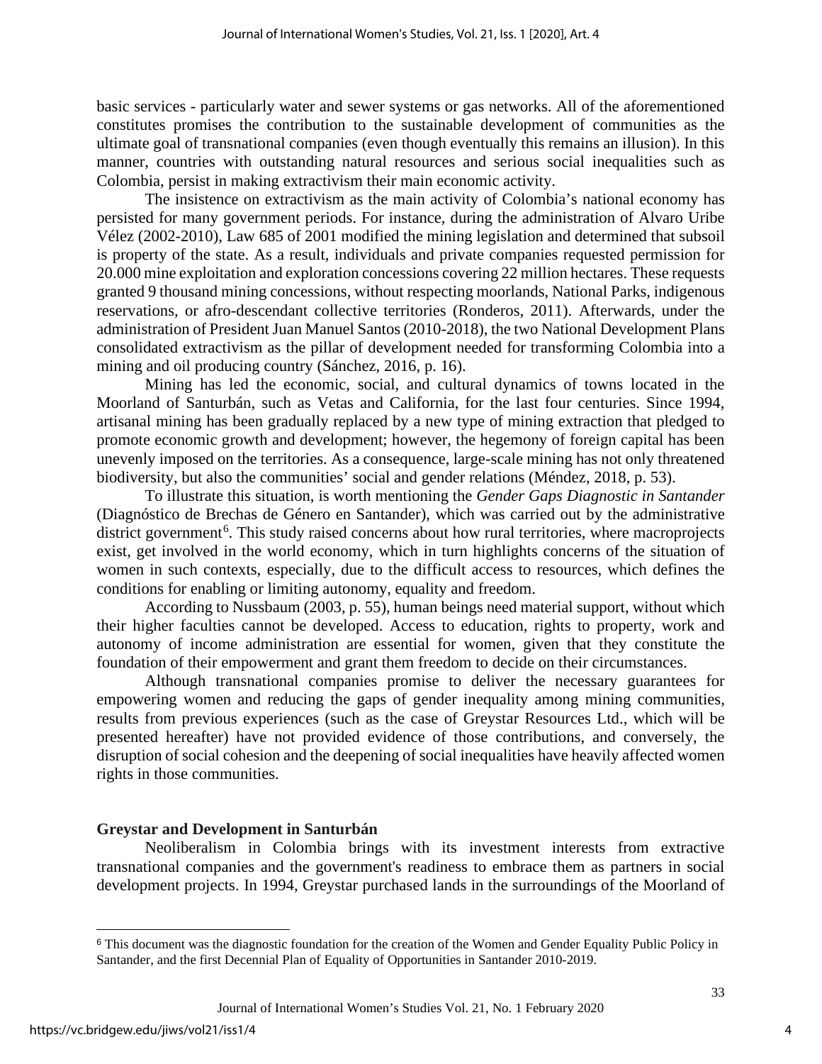basic services - particularly water and sewer systems or gas networks. All of the aforementioned constitutes promises the contribution to the sustainable development of communities as the ultimate goal of transnational companies (even though eventually this remains an illusion). In this manner, countries with outstanding natural resources and serious social inequalities such as Colombia, persist in making extractivism their main economic activity.

The insistence on extractivism as the main activity of Colombia's national economy has persisted for many government periods. For instance, during the administration of Alvaro Uribe Vélez (2002-2010), Law 685 of 2001 modified the mining legislation and determined that subsoil is property of the state. As a result, individuals and private companies requested permission for 20.000 mine exploitation and exploration concessions covering 22 million hectares. These requests granted 9 thousand mining concessions, without respecting moorlands, National Parks, indigenous reservations, or afro-descendant collective territories (Ronderos, 2011). Afterwards, under the administration of President Juan Manuel Santos (2010-2018), the two National Development Plans consolidated extractivism as the pillar of development needed for transforming Colombia into a mining and oil producing country (Sánchez, 2016, p. 16).

Mining has led the economic, social, and cultural dynamics of towns located in the Moorland of Santurbán, such as Vetas and California, for the last four centuries. Since 1994, artisanal mining has been gradually replaced by a new type of mining extraction that pledged to promote economic growth and development; however, the hegemony of foreign capital has been unevenly imposed on the territories. As a consequence, large-scale mining has not only threatened biodiversity, but also the communities' social and gender relations (Méndez, 2018, p. 53).

To illustrate this situation, is worth mentioning the *Gender Gaps Diagnostic in Santander* (Diagnóstico de Brechas de Género en Santander), which was carried out by the administrative district government[6]. This study raised concerns about how rural territories, where macroprojects exist, get involved in the world economy, which in turn highlights concerns of the situation of women in such contexts, especially, due to the difficult access to resources, which defines the conditions for enabling or limiting autonomy, equality and freedom.

According to Nussbaum (2003, p. 55), human beings need material support, without which their higher faculties cannot be developed. Access to education, rights to property, work and autonomy of income administration are essential for women, given that they constitute the foundation of their empowerment and grant them freedom to decide on their circumstances.

Although transnational companies promise to deliver the necessary guarantees for empowering women and reducing the gaps of gender inequality among mining communities, results from previous experiences (such as the case of Greystar Resources Ltd., which will be presented hereafter) have not provided evidence of those contributions, and conversely, the disruption of social cohesion and the deepening of social inequalities have heavily affected women rights in those communities.

## Greystar and Development in Santurbán

Neoliberalism in Colombia brings with its investment interests from extractive transnational companies and the government's readiness to embrace them as partners in social development projects. In 1994, Greystar purchased lands in the surroundings of the Moorland of

[6] This document was the diagnostic foundation for the creation of the Women and Gender Equality Public Policy in Santander, and the first Decennial Plan of Equality of Opportunities in Santander 2010-2019.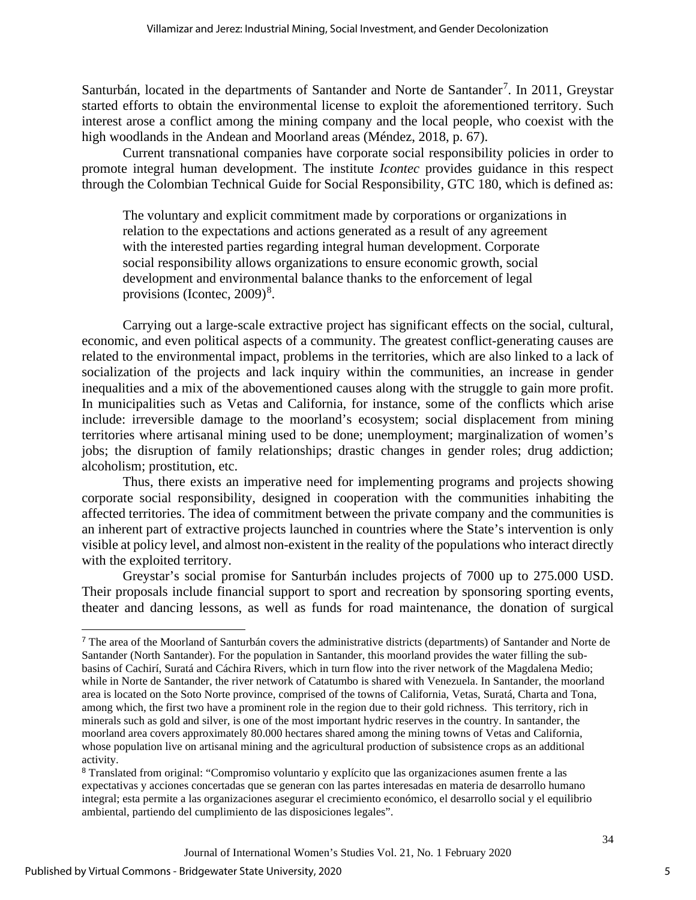Santurbán, located in the departments of Santander and Norte de Santander[7]. In 2011, Greystar started efforts to obtain the environmental license to exploit the aforementioned territory. Such interest arose a conflict among the mining company and the local people, who coexist with the high woodlands in the Andean and Moorland areas (Méndez, 2018, p. 67).

Current transnational companies have corporate social responsibility policies in order to promote integral human development. The institute *Icontec* provides guidance in this respect through the Colombian Technical Guide for Social Responsibility, GTC 180, which is defined as:

> The voluntary and explicit commitment made by corporations or organizations in relation to the expectations and actions generated as a result of any agreement with the interested parties regarding integral human development. Corporate social responsibility allows organizations to ensure economic growth, social development and environmental balance thanks to the enforcement of legal provisions (Icontec, 2009)[8].

Carrying out a large-scale extractive project has significant effects on the social, cultural, economic, and even political aspects of a community. The greatest conflict-generating causes are related to the environmental impact, problems in the territories, which are also linked to a lack of socialization of the projects and lack inquiry within the communities, an increase in gender inequalities and a mix of the abovementioned causes along with the struggle to gain more profit. In municipalities such as Vetas and California, for instance, some of the conflicts which arise include: irreversible damage to the moorland's ecosystem; social displacement from mining territories where artisanal mining used to be done; unemployment; marginalization of women's jobs; the disruption of family relationships; drastic changes in gender roles; drug addiction; alcoholism; prostitution, etc.

Thus, there exists an imperative need for implementing programs and projects showing corporate social responsibility, designed in cooperation with the communities inhabiting the affected territories. The idea of commitment between the private company and the communities is an inherent part of extractive projects launched in countries where the State's intervention is only visible at policy level, and almost non-existent in the reality of the populations who interact directly with the exploited territory.

Greystar's social promise for Santurbán includes projects of 7000 up to 275.000 USD. Their proposals include financial support to sport and recreation by sponsoring sporting events, theater and dancing lessons, as well as funds for road maintenance, the donation of surgical

---

[7] The area of the Moorland of Santurbán covers the administrative districts (departments) of Santander and Norte de Santander (North Santander). For the population in Santander, this moorland provides the water filling the sub-basins of Cachirí, Suratá and Cáchira Rivers, which in turn flow into the river network of the Magdalena Medio; while in Norte de Santander, the river network of Catatumbo is shared with Venezuela. In Santander, the moorland area is located on the Soto Norte province, comprised of the towns of California, Vetas, Suratá, Charta and Tona, among which, the first two have a prominent role in the region due to their gold richness. This territory, rich in minerals such as gold and silver, is one of the most important hydric reserves in the country. In santander, the moorland area covers approximately 80.000 hectares shared among the mining towns of Vetas and California, whose population live on artisanal mining and the agricultural production of subsistence crops as an additional activity.

[8] Translated from original: "Compromiso voluntario y explícito que las organizaciones asumen frente a las expectativas y acciones concertadas que se generan con las partes interesadas en materia de desarrollo humano integral; esta permite a las organizaciones asegurar el crecimiento económico, el desarrollo social y el equilibrio ambiental, partiendo del cumplimiento de las disposiciones legales".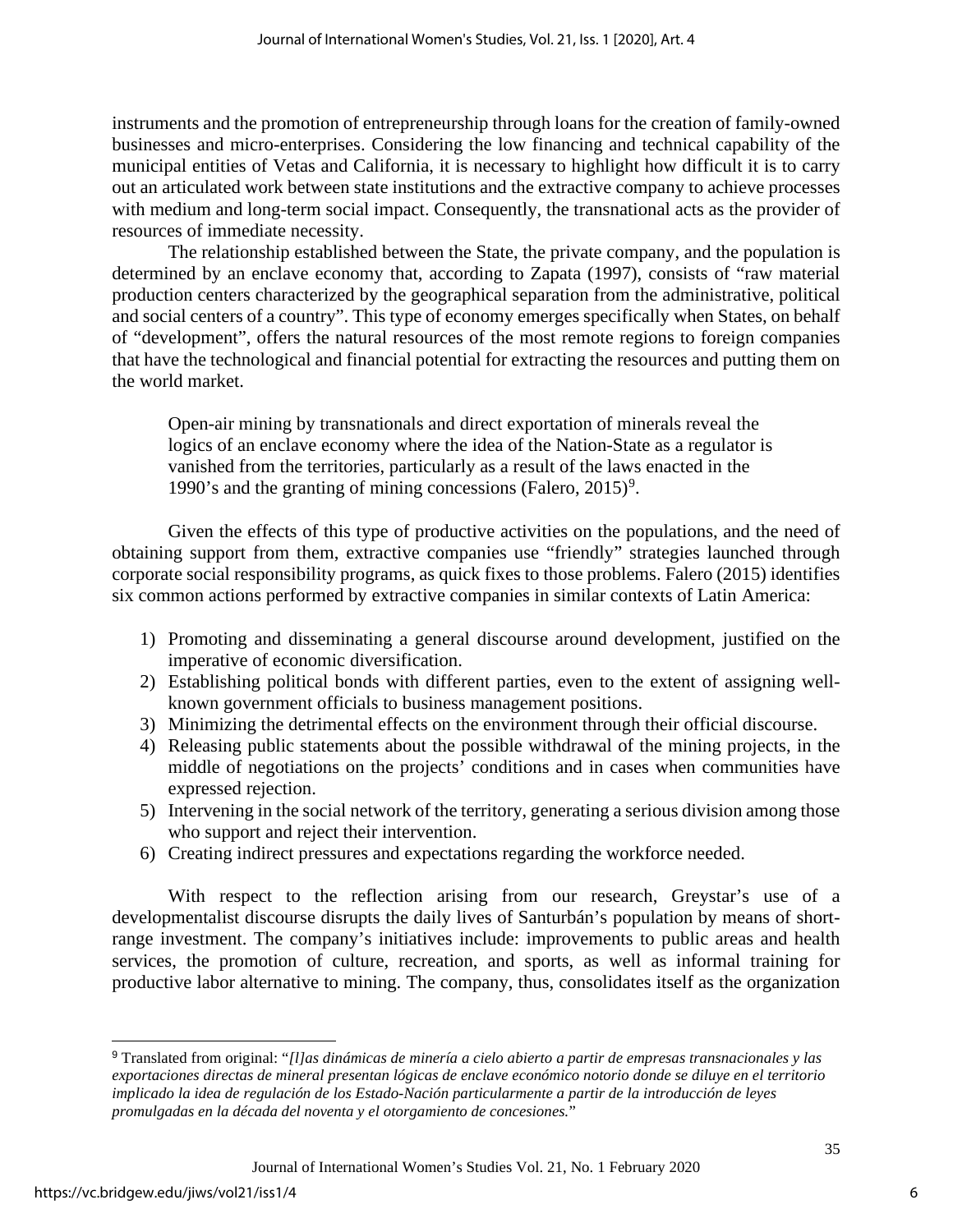instruments and the promotion of entrepreneurship through loans for the creation of family-owned businesses and micro-enterprises. Considering the low financing and technical capability of the municipal entities of Vetas and California, it is necessary to highlight how difficult it is to carry out an articulated work between state institutions and the extractive company to achieve processes with medium and long-term social impact. Consequently, the transnational acts as the provider of resources of immediate necessity.

The relationship established between the State, the private company, and the population is determined by an enclave economy that, according to Zapata (1997), consists of "raw material production centers characterized by the geographical separation from the administrative, political and social centers of a country". This type of economy emerges specifically when States, on behalf of "development", offers the natural resources of the most remote regions to foreign companies that have the technological and financial potential for extracting the resources and putting them on the world market.

> Open-air mining by transnationals and direct exportation of minerals reveal the logics of an enclave economy where the idea of the Nation-State as a regulator is vanished from the territories, particularly as a result of the laws enacted in the 1990's and the granting of mining concessions (Falero, 2015)[9].

Given the effects of this type of productive activities on the populations, and the need of obtaining support from them, extractive companies use "friendly" strategies launched through corporate social responsibility programs, as quick fixes to those problems. Falero (2015) identifies six common actions performed by extractive companies in similar contexts of Latin America:

1) Promoting and disseminating a general discourse around development, justified on the imperative of economic diversification.
2) Establishing political bonds with different parties, even to the extent of assigning well-known government officials to business management positions.
3) Minimizing the detrimental effects on the environment through their official discourse.
4) Releasing public statements about the possible withdrawal of the mining projects, in the middle of negotiations on the projects' conditions and in cases when communities have expressed rejection.
5) Intervening in the social network of the territory, generating a serious division among those who support and reject their intervention.
6) Creating indirect pressures and expectations regarding the workforce needed.

With respect to the reflection arising from our research, Greystar's use of a developmentalist discourse disrupts the daily lives of Santurbán's population by means of short-range investment. The company's initiatives include: improvements to public areas and health services, the promotion of culture, recreation, and sports, as well as informal training for productive labor alternative to mining. The company, thus, consolidates itself as the organization

---

[9] Translated from original: "*[l]as dinámicas de minería a cielo abierto a partir de empresas transnacionales y las exportaciones directas de mineral presentan lógicas de enclave económico notorio donde se diluye en el territorio implicado la idea de regulación de los Estado-Nación particularmente a partir de la introducción de leyes promulgadas en la década del noventa y el otorgamiento de concesiones.*"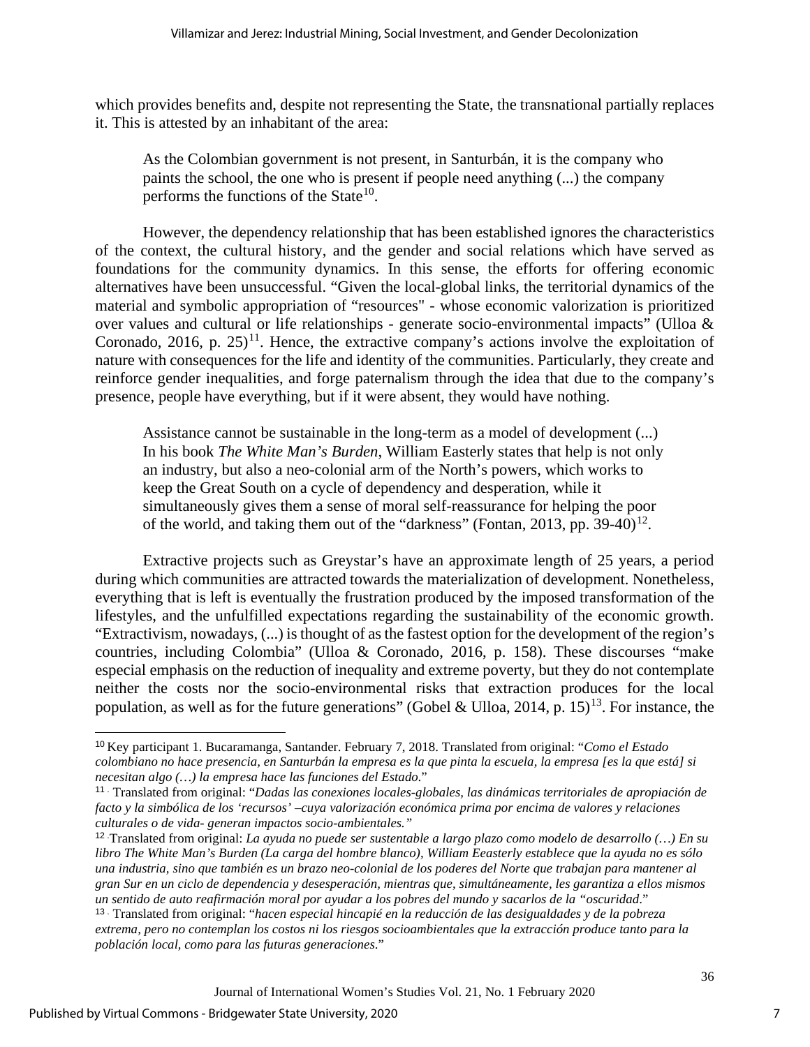which provides benefits and, despite not representing the State, the transnational partially replaces it. This is attested by an inhabitant of the area:

> As the Colombian government is not present, in Santurbán, it is the company who paints the school, the one who is present if people need anything (...) the company performs the functions of the State[10].

However, the dependency relationship that has been established ignores the characteristics of the context, the cultural history, and the gender and social relations which have served as foundations for the community dynamics. In this sense, the efforts for offering economic alternatives have been unsuccessful. "Given the local-global links, the territorial dynamics of the material and symbolic appropriation of "resources" - whose economic valorization is prioritized over values and cultural or life relationships - generate socio-environmental impacts" (Ulloa & Coronado, 2016, p. 25)[11]. Hence, the extractive company's actions involve the exploitation of nature with consequences for the life and identity of the communities. Particularly, they create and reinforce gender inequalities, and forge paternalism through the idea that due to the company's presence, people have everything, but if it were absent, they would have nothing.

> Assistance cannot be sustainable in the long-term as a model of development (...) In his book *The White Man's Burden*, William Easterly states that help is not only an industry, but also a neo-colonial arm of the North's powers, which works to keep the Great South on a cycle of dependency and desperation, while it simultaneously gives them a sense of moral self-reassurance for helping the poor of the world, and taking them out of the "darkness" (Fontan, 2013, pp. 39-40)[12].

Extractive projects such as Greystar's have an approximate length of 25 years, a period during which communities are attracted towards the materialization of development. Nonetheless, everything that is left is eventually the frustration produced by the imposed transformation of the lifestyles, and the unfulfilled expectations regarding the sustainability of the economic growth. "Extractivism, nowadays, (...) is thought of as the fastest option for the development of the region's countries, including Colombia" (Ulloa & Coronado, 2016, p. 158). These discourses "make especial emphasis on the reduction of inequality and extreme poverty, but they do not contemplate neither the costs nor the socio-environmental risks that extraction produces for the local population, as well as for the future generations" (Gobel & Ulloa, 2014, p. 15)[13]. For instance, the

---

[10] Key participant 1. Bucaramanga, Santander. February 7, 2018. Translated from original: "*Como el Estado colombiano no hace presencia, en Santurbán la empresa es la que pinta la escuela, la empresa [es la que está] si necesitan algo (…) la empresa hace las funciones del Estado*."

[11] Translated from original: "*Dadas las conexiones locales-globales, las dinámicas territoriales de apropiación de facto y la simbólica de los 'recursos' –cuya valorización económica prima por encima de valores y relaciones culturales o de vida- generan impactos socio-ambientales.*"

[12] Translated from original: *La ayuda no puede ser sustentable a largo plazo como modelo de desarrollo (…) En su libro The White Man's Burden (La carga del hombre blanco), William Eeasterly establece que la ayuda no es sólo una industria, sino que también es un brazo neo-colonial de los poderes del Norte que trabajan para mantener al gran Sur en un ciclo de dependencia y desesperación, mientras que, simultáneamente, les garantiza a ellos mismos un sentido de auto reafirmación moral por ayudar a los pobres del mundo y sacarlos de la "oscuridad*."

[13] Translated from original: "*hacen especial hincapié en la reducción de las desigualdades y de la pobreza extrema, pero no contemplan los costos ni los riesgos socioambientales que la extracción produce tanto para la población local, como para las futuras generaciones*."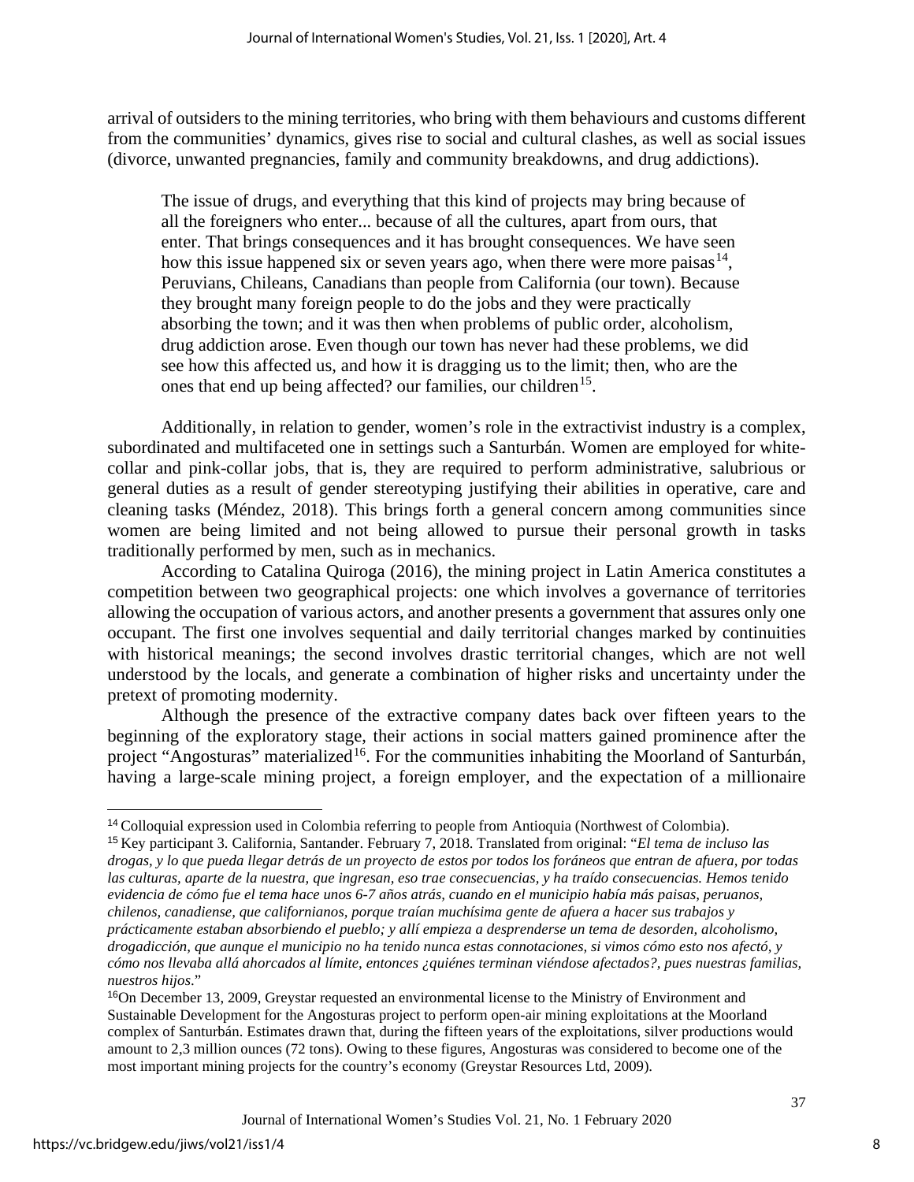arrival of outsiders to the mining territories, who bring with them behaviours and customs different from the communities' dynamics, gives rise to social and cultural clashes, as well as social issues (divorce, unwanted pregnancies, family and community breakdowns, and drug addictions).

> The issue of drugs, and everything that this kind of projects may bring because of all the foreigners who enter... because of all the cultures, apart from ours, that enter. That brings consequences and it has brought consequences. We have seen how this issue happened six or seven years ago, when there were more paisas[14], Peruvians, Chileans, Canadians than people from California (our town). Because they brought many foreign people to do the jobs and they were practically absorbing the town; and it was then when problems of public order, alcoholism, drug addiction arose. Even though our town has never had these problems, we did see how this affected us, and how it is dragging us to the limit; then, who are the ones that end up being affected? our families, our children[15].

Additionally, in relation to gender, women's role in the extractivist industry is a complex, subordinated and multifaceted one in settings such a Santurbán. Women are employed for white-collar and pink-collar jobs, that is, they are required to perform administrative, salubrious or general duties as a result of gender stereotyping justifying their abilities in operative, care and cleaning tasks (Méndez, 2018). This brings forth a general concern among communities since women are being limited and not being allowed to pursue their personal growth in tasks traditionally performed by men, such as in mechanics.

According to Catalina Quiroga (2016), the mining project in Latin America constitutes a competition between two geographical projects: one which involves a governance of territories allowing the occupation of various actors, and another presents a government that assures only one occupant. The first one involves sequential and daily territorial changes marked by continuities with historical meanings; the second involves drastic territorial changes, which are not well understood by the locals, and generate a combination of higher risks and uncertainty under the pretext of promoting modernity.

Although the presence of the extractive company dates back over fifteen years to the beginning of the exploratory stage, their actions in social matters gained prominence after the project "Angosturas" materialized[16]. For the communities inhabiting the Moorland of Santurbán, having a large-scale mining project, a foreign employer, and the expectation of a millionaire

---

[14] Colloquial expression used in Colombia referring to people from Antioquia (Northwest of Colombia).

[15] Key participant 3. California, Santander. February 7, 2018. Translated from original: "*El tema de incluso las drogas, y lo que pueda llegar detrás de un proyecto de estos por todos los foráneos que entran de afuera, por todas las culturas, aparte de la nuestra, que ingresan, eso trae consecuencias, y ha traído consecuencias. Hemos tenido evidencia de cómo fue el tema hace unos 6-7 años atrás, cuando en el municipio había más paisas, peruanos, chilenos, canadiense, que californianos, porque traían muchísima gente de afuera a hacer sus trabajos y prácticamente estaban absorbiendo el pueblo; y allí empieza a desprenderse un tema de desorden, alcoholismo, drogadicción, que aunque el municipio no ha tenido nunca estas connotaciones, si vimos cómo esto nos afectó, y cómo nos llevaba allá ahorcados al límite, entonces ¿quiénes terminan viéndose afectados?, pues nuestras familias, nuestros hijos*."

[16] On December 13, 2009, Greystar requested an environmental license to the Ministry of Environment and Sustainable Development for the Angosturas project to perform open-air mining exploitations at the Moorland complex of Santurbán. Estimates drawn that, during the fifteen years of the exploitations, silver productions would amount to 2,3 million ounces (72 tons). Owing to these figures, Angosturas was considered to become one of the most important mining projects for the country's economy (Greystar Resources Ltd, 2009).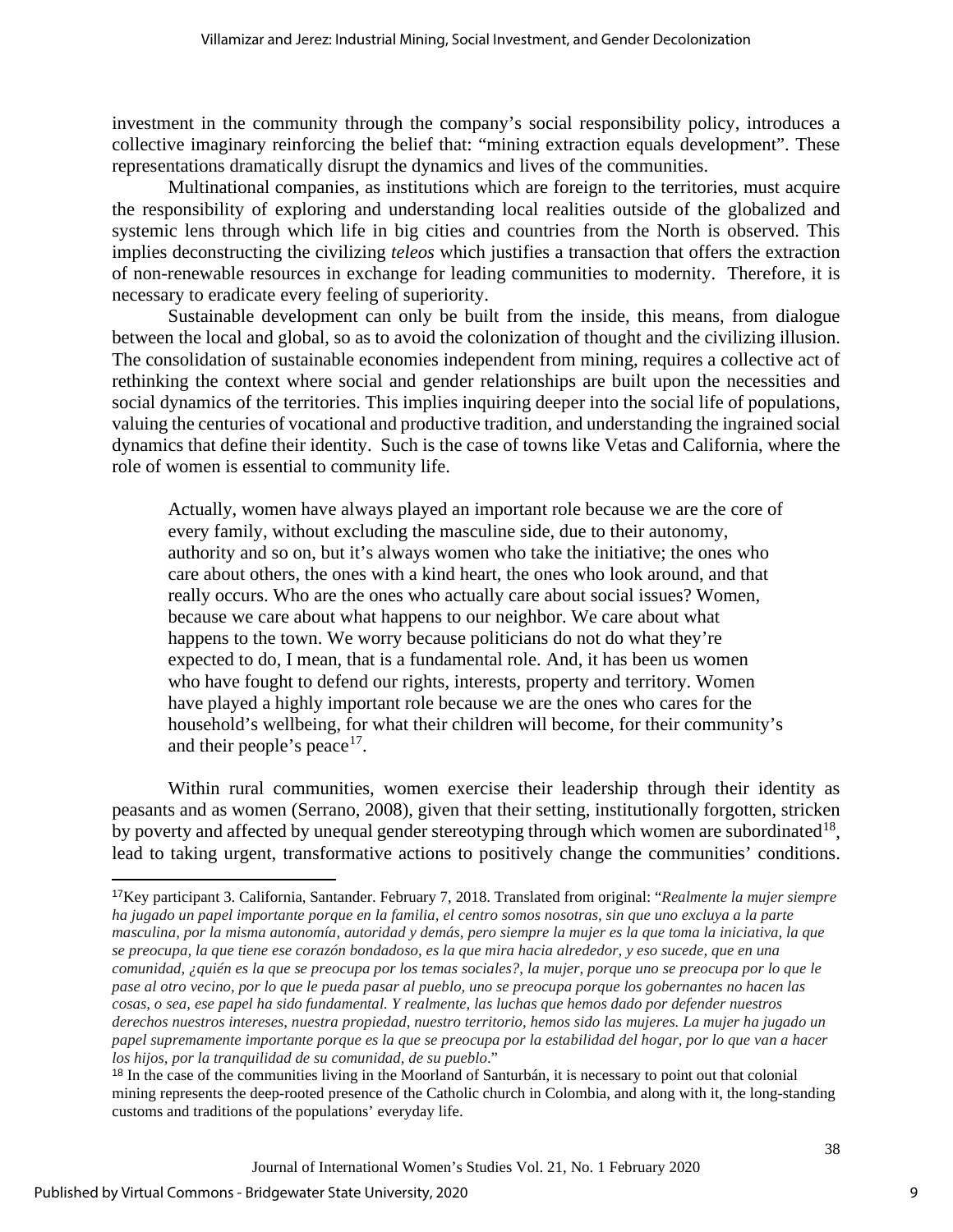investment in the community through the company's social responsibility policy, introduces a collective imaginary reinforcing the belief that: "mining extraction equals development". These representations dramatically disrupt the dynamics and lives of the communities.

Multinational companies, as institutions which are foreign to the territories, must acquire the responsibility of exploring and understanding local realities outside of the globalized and systemic lens through which life in big cities and countries from the North is observed. This implies deconstructing the civilizing *teleos* which justifies a transaction that offers the extraction of non-renewable resources in exchange for leading communities to modernity. Therefore, it is necessary to eradicate every feeling of superiority.

Sustainable development can only be built from the inside, this means, from dialogue between the local and global, so as to avoid the colonization of thought and the civilizing illusion. The consolidation of sustainable economies independent from mining, requires a collective act of rethinking the context where social and gender relationships are built upon the necessities and social dynamics of the territories. This implies inquiring deeper into the social life of populations, valuing the centuries of vocational and productive tradition, and understanding the ingrained social dynamics that define their identity. Such is the case of towns like Vetas and California, where the role of women is essential to community life.

> Actually, women have always played an important role because we are the core of every family, without excluding the masculine side, due to their autonomy, authority and so on, but it's always women who take the initiative; the ones who care about others, the ones with a kind heart, the ones who look around, and that really occurs. Who are the ones who actually care about social issues? Women, because we care about what happens to our neighbor. We care about what happens to the town. We worry because politicians do not do what they're expected to do, I mean, that is a fundamental role. And, it has been us women who have fought to defend our rights, interests, property and territory. Women have played a highly important role because we are the ones who cares for the household's wellbeing, for what their children will become, for their community's and their people's peace[17].

Within rural communities, women exercise their leadership through their identity as peasants and as women (Serrano, 2008), given that their setting, institutionally forgotten, stricken by poverty and affected by unequal gender stereotyping through which women are subordinated[18], lead to taking urgent, transformative actions to positively change the communities' conditions.

---

[17]Key participant 3. California, Santander. February 7, 2018. Translated from original: "*Realmente la mujer siempre ha jugado un papel importante porque en la familia, el centro somos nosotras, sin que uno excluya a la parte masculina, por la misma autonomía, autoridad y demás, pero siempre la mujer es la que toma la iniciativa, la que se preocupa, la que tiene ese corazón bondadoso, es la que mira hacia alrededor, y eso sucede, que en una comunidad, ¿quién es la que se preocupa por los temas sociales?, la mujer, porque uno se preocupa por lo que le pase al otro vecino, por lo que le pueda pasar al pueblo, uno se preocupa porque los gobernantes no hacen las cosas, o sea, ese papel ha sido fundamental. Y realmente, las luchas que hemos dado por defender nuestros derechos nuestros intereses, nuestra propiedad, nuestro territorio, hemos sido las mujeres. La mujer ha jugado un papel supremamente importante porque es la que se preocupa por la estabilidad del hogar, por lo que van a hacer los hijos, por la tranquilidad de su comunidad, de su pueblo*."

[18] In the case of the communities living in the Moorland of Santurbán, it is necessary to point out that colonial mining represents the deep-rooted presence of the Catholic church in Colombia, and along with it, the long-standing customs and traditions of the populations' everyday life.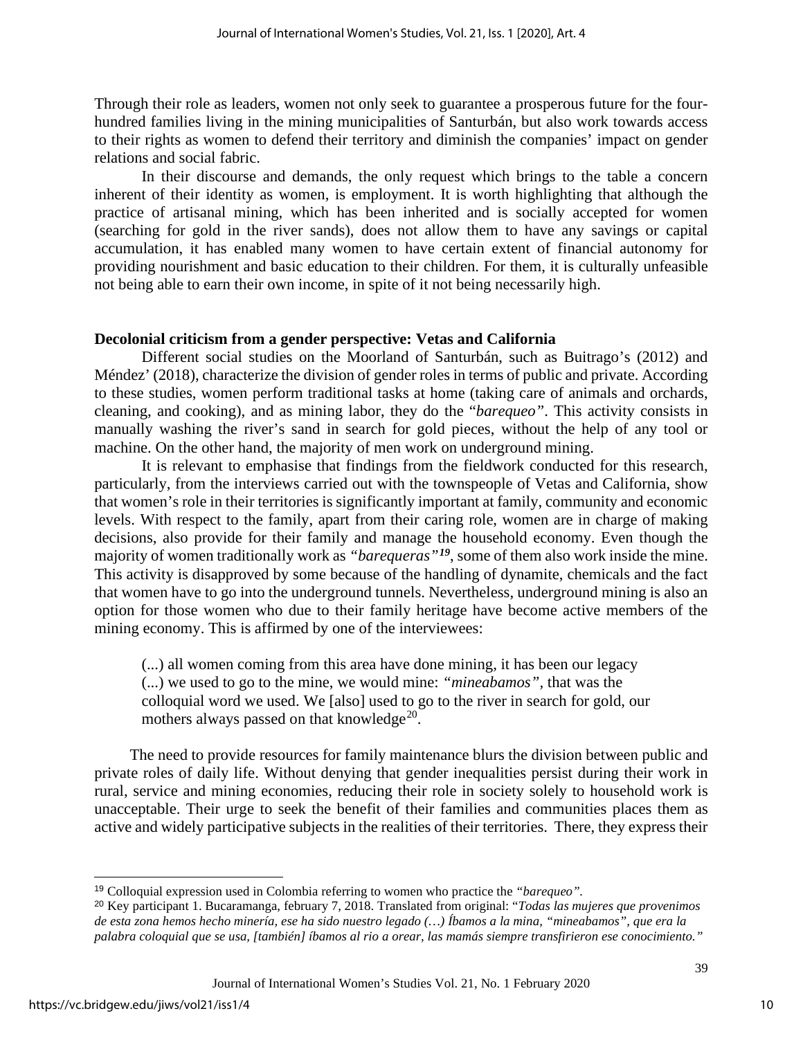Through their role as leaders, women not only seek to guarantee a prosperous future for the four-hundred families living in the mining municipalities of Santurbán, but also work towards access to their rights as women to defend their territory and diminish the companies' impact on gender relations and social fabric.

In their discourse and demands, the only request which brings to the table a concern inherent of their identity as women, is employment. It is worth highlighting that although the practice of artisanal mining, which has been inherited and is socially accepted for women (searching for gold in the river sands), does not allow them to have any savings or capital accumulation, it has enabled many women to have certain extent of financial autonomy for providing nourishment and basic education to their children. For them, it is culturally unfeasible not being able to earn their own income, in spite of it not being necessarily high.

### Decolonial criticism from a gender perspective: Vetas and California

Different social studies on the Moorland of Santurbán, such as Buitrago's (2012) and Méndez' (2018), characterize the division of gender roles in terms of public and private. According to these studies, women perform traditional tasks at home (taking care of animals and orchards, cleaning, and cooking), and as mining labor, they do the "*barequeo*". This activity consists in manually washing the river's sand in search for gold pieces, without the help of any tool or machine. On the other hand, the majority of men work on underground mining.

It is relevant to emphasise that findings from the fieldwork conducted for this research, particularly, from the interviews carried out with the townspeople of Vetas and California, show that women's role in their territories is significantly important at family, community and economic levels. With respect to the family, apart from their caring role, women are in charge of making decisions, also provide for their family and manage the household economy. Even though the majority of women traditionally work as *"barequeras"*[19], some of them also work inside the mine. This activity is disapproved by some because of the handling of dynamite, chemicals and the fact that women have to go into the underground tunnels. Nevertheless, underground mining is also an option for those women who due to their family heritage have become active members of the mining economy. This is affirmed by one of the interviewees:

> (...) all women coming from this area have done mining, it has been our legacy (...) we used to go to the mine, we would mine: *"mineabamos"*, that was the colloquial word we used. We [also] used to go to the river in search for gold, our mothers always passed on that knowledge[20].

The need to provide resources for family maintenance blurs the division between public and private roles of daily life. Without denying that gender inequalities persist during their work in rural, service and mining economies, reducing their role in society solely to household work is unacceptable. Their urge to seek the benefit of their families and communities places them as active and widely participative subjects in the realities of their territories. There, they express their

---

[19] Colloquial expression used in Colombia referring to women who practice the *"barequeo"*.

[20] Key participant 1. Bucaramanga, february 7, 2018. Translated from original: "*Todas las mujeres que provenimos de esta zona hemos hecho minería, ese ha sido nuestro legado (…) Íbamos a la mina, "mineabamos", que era la palabra coloquial que se usa, [también] íbamos al rio a orear, las mamás siempre transfirieron ese conocimiento."*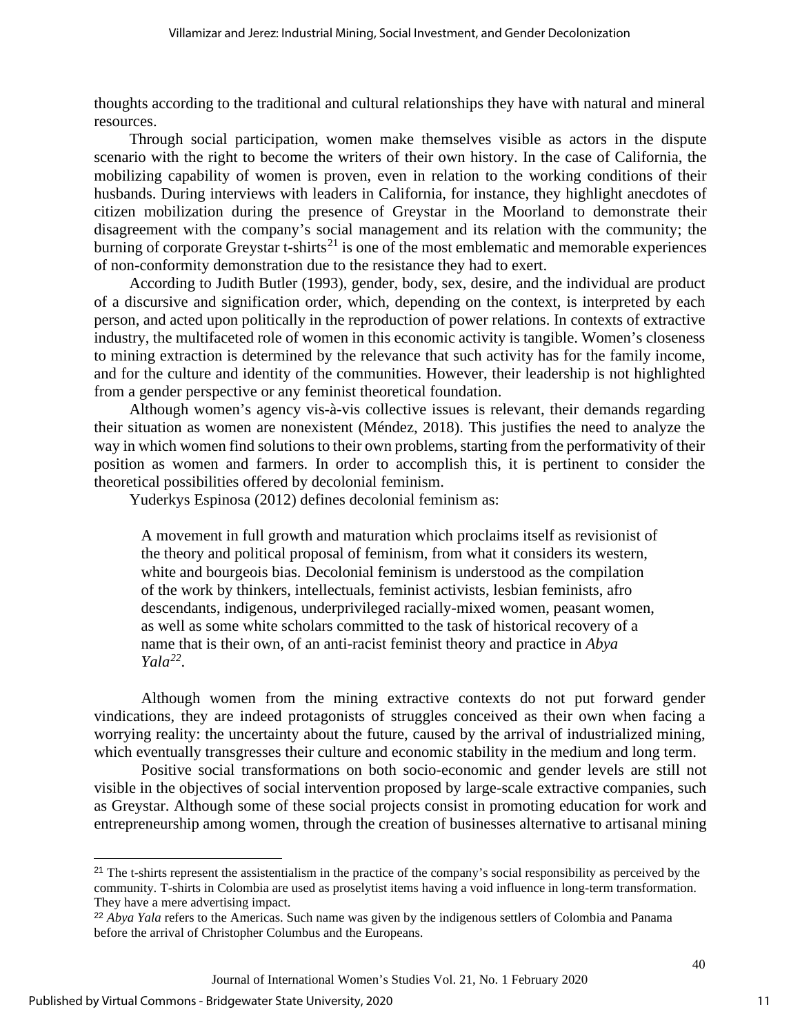thoughts according to the traditional and cultural relationships they have with natural and mineral resources.

Through social participation, women make themselves visible as actors in the dispute scenario with the right to become the writers of their own history. In the case of California, the mobilizing capability of women is proven, even in relation to the working conditions of their husbands. During interviews with leaders in California, for instance, they highlight anecdotes of citizen mobilization during the presence of Greystar in the Moorland to demonstrate their disagreement with the company's social management and its relation with the community; the burning of corporate Greystar t-shirts[21] is one of the most emblematic and memorable experiences of non-conformity demonstration due to the resistance they had to exert.

According to Judith Butler (1993), gender, body, sex, desire, and the individual are product of a discursive and signification order, which, depending on the context, is interpreted by each person, and acted upon politically in the reproduction of power relations. In contexts of extractive industry, the multifaceted role of women in this economic activity is tangible. Women's closeness to mining extraction is determined by the relevance that such activity has for the family income, and for the culture and identity of the communities. However, their leadership is not highlighted from a gender perspective or any feminist theoretical foundation.

Although women's agency vis-à-vis collective issues is relevant, their demands regarding their situation as women are nonexistent (Méndez, 2018). This justifies the need to analyze the way in which women find solutions to their own problems, starting from the performativity of their position as women and farmers. In order to accomplish this, it is pertinent to consider the theoretical possibilities offered by decolonial feminism.

Yuderkys Espinosa (2012) defines decolonial feminism as:

> A movement in full growth and maturation which proclaims itself as revisionist of the theory and political proposal of feminism, from what it considers its western, white and bourgeois bias. Decolonial feminism is understood as the compilation of the work by thinkers, intellectuals, feminist activists, lesbian feminists, afro descendants, indigenous, underprivileged racially-mixed women, peasant women, as well as some white scholars committed to the task of historical recovery of a name that is their own, of an anti-racist feminist theory and practice in *Abya Yala*[22].

Although women from the mining extractive contexts do not put forward gender vindications, they are indeed protagonists of struggles conceived as their own when facing a worrying reality: the uncertainty about the future, caused by the arrival of industrialized mining, which eventually transgresses their culture and economic stability in the medium and long term.

Positive social transformations on both socio-economic and gender levels are still not visible in the objectives of social intervention proposed by large-scale extractive companies, such as Greystar. Although some of these social projects consist in promoting education for work and entrepreneurship among women, through the creation of businesses alternative to artisanal mining

---

[21] The t-shirts represent the assistentialism in the practice of the company's social responsibility as perceived by the community. T-shirts in Colombia are used as proselytist items having a void influence in long-term transformation. They have a mere advertising impact.

[22] *Abya Yala* refers to the Americas. Such name was given by the indigenous settlers of Colombia and Panama before the arrival of Christopher Columbus and the Europeans.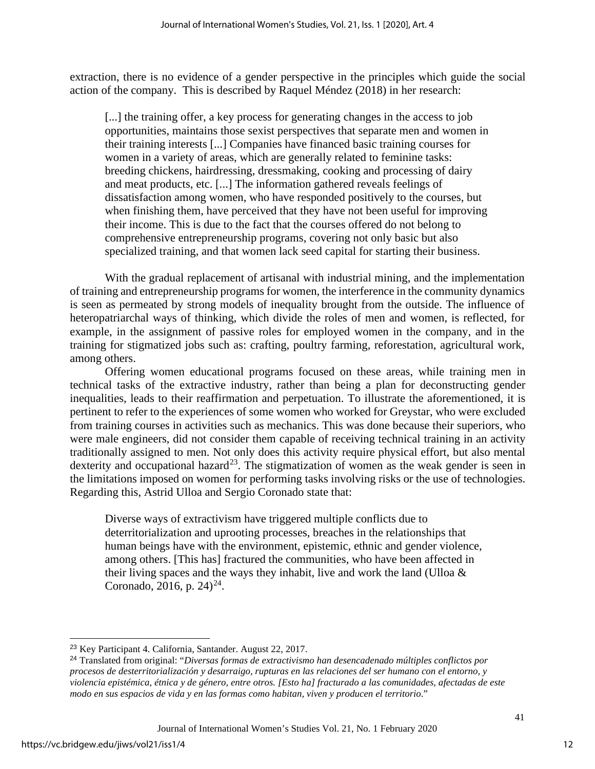extraction, there is no evidence of a gender perspective in the principles which guide the social action of the company. This is described by Raquel Méndez (2018) in her research:

> [...] the training offer, a key process for generating changes in the access to job opportunities, maintains those sexist perspectives that separate men and women in their training interests [...] Companies have financed basic training courses for women in a variety of areas, which are generally related to feminine tasks: breeding chickens, hairdressing, dressmaking, cooking and processing of dairy and meat products, etc. [...] The information gathered reveals feelings of dissatisfaction among women, who have responded positively to the courses, but when finishing them, have perceived that they have not been useful for improving their income. This is due to the fact that the courses offered do not belong to comprehensive entrepreneurship programs, covering not only basic but also specialized training, and that women lack seed capital for starting their business.

With the gradual replacement of artisanal with industrial mining, and the implementation of training and entrepreneurship programs for women, the interference in the community dynamics is seen as permeated by strong models of inequality brought from the outside. The influence of heteropatriarchal ways of thinking, which divide the roles of men and women, is reflected, for example, in the assignment of passive roles for employed women in the company, and in the training for stigmatized jobs such as: crafting, poultry farming, reforestation, agricultural work, among others.

Offering women educational programs focused on these areas, while training men in technical tasks of the extractive industry, rather than being a plan for deconstructing gender inequalities, leads to their reaffirmation and perpetuation. To illustrate the aforementioned, it is pertinent to refer to the experiences of some women who worked for Greystar, who were excluded from training courses in activities such as mechanics. This was done because their superiors, who were male engineers, did not consider them capable of receiving technical training in an activity traditionally assigned to men. Not only does this activity require physical effort, but also mental dexterity and occupational hazard[23]. The stigmatization of women as the weak gender is seen in the limitations imposed on women for performing tasks involving risks or the use of technologies. Regarding this, Astrid Ulloa and Sergio Coronado state that:

> Diverse ways of extractivism have triggered multiple conflicts due to deterritorialization and uprooting processes, breaches in the relationships that human beings have with the environment, epistemic, ethnic and gender violence, among others. [This has] fractured the communities, who have been affected in their living spaces and the ways they inhabit, live and work the land (Ulloa & Coronado, 2016, p. 24)[24].

---

[23] Key Participant 4. California, Santander. August 22, 2017.

[24] Translated from original: "*Diversas formas de extractivismo han desencadenado múltiples conflictos por procesos de desterritorialización y desarraigo, rupturas en las relaciones del ser humano con el entorno, y violencia epistémica, étnica y de género, entre otros. [Esto ha] fracturado a las comunidades, afectadas de este modo en sus espacios de vida y en las formas como habitan, viven y producen el territorio*."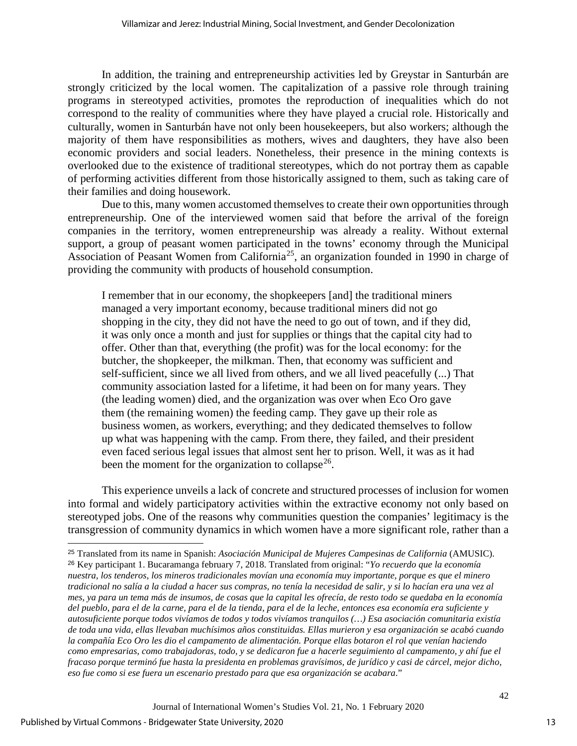In addition, the training and entrepreneurship activities led by Greystar in Santurbán are strongly criticized by the local women. The capitalization of a passive role through training programs in stereotyped activities, promotes the reproduction of inequalities which do not correspond to the reality of communities where they have played a crucial role. Historically and culturally, women in Santurbán have not only been housekeepers, but also workers; although the majority of them have responsibilities as mothers, wives and daughters, they have also been economic providers and social leaders. Nonetheless, their presence in the mining contexts is overlooked due to the existence of traditional stereotypes, which do not portray them as capable of performing activities different from those historically assigned to them, such as taking care of their families and doing housework.

Due to this, many women accustomed themselves to create their own opportunities through entrepreneurship. One of the interviewed women said that before the arrival of the foreign companies in the territory, women entrepreneurship was already a reality. Without external support, a group of peasant women participated in the towns' economy through the Municipal Association of Peasant Women from California[25], an organization founded in 1990 in charge of providing the community with products of household consumption.

> I remember that in our economy, the shopkeepers [and] the traditional miners managed a very important economy, because traditional miners did not go shopping in the city, they did not have the need to go out of town, and if they did, it was only once a month and just for supplies or things that the capital city had to offer. Other than that, everything (the profit) was for the local economy: for the butcher, the shopkeeper, the milkman. Then, that economy was sufficient and self-sufficient, since we all lived from others, and we all lived peacefully (...) That community association lasted for a lifetime, it had been on for many years. They (the leading women) died, and the organization was over when Eco Oro gave them (the remaining women) the feeding camp. They gave up their role as business women, as workers, everything; and they dedicated themselves to follow up what was happening with the camp. From there, they failed, and their president even faced serious legal issues that almost sent her to prison. Well, it was as it had been the moment for the organization to collapse[26].

This experience unveils a lack of concrete and structured processes of inclusion for women into formal and widely participatory activities within the extractive economy not only based on stereotyped jobs. One of the reasons why communities question the companies' legitimacy is the transgression of community dynamics in which women have a more significant role, rather than a

---

[25] Translated from its name in Spanish: *Asociación Municipal de Mujeres Campesinas de California* (AMUSIC).

[26] Key participant 1. Bucaramanga february 7, 2018. Translated from original: "*Yo recuerdo que la economía nuestra, los tenderos, los mineros tradicionales movían una economía muy importante, porque es que el minero tradicional no salía a la ciudad a hacer sus compras, no tenía la necesidad de salir, y si lo hacían era una vez al mes, ya para un tema más de insumos, de cosas que la capital les ofrecía, de resto todo se quedaba en la economía del pueblo, para el de la carne, para el de la tienda, para el de la leche, entonces esa economía era suficiente y autosuficiente porque todos vivíamos de todos y todos vivíamos tranquilos (…) Esa asociación comunitaria existía de toda una vida, ellas llevaban muchísimos años constituidas. Ellas murieron y esa organización se acabó cuando la compañía Eco Oro les dio el campamento de alimentación. Porque ellas botaron el rol que venían haciendo como empresarias, como trabajadoras, todo, y se dedicaron fue a hacerle seguimiento al campamento, y ahí fue el fracaso porque terminó fue hasta la presidenta en problemas gravísimos, de jurídico y casi de cárcel, mejor dicho, eso fue como si ese fuera un escenario prestado para que esa organización se acabara*."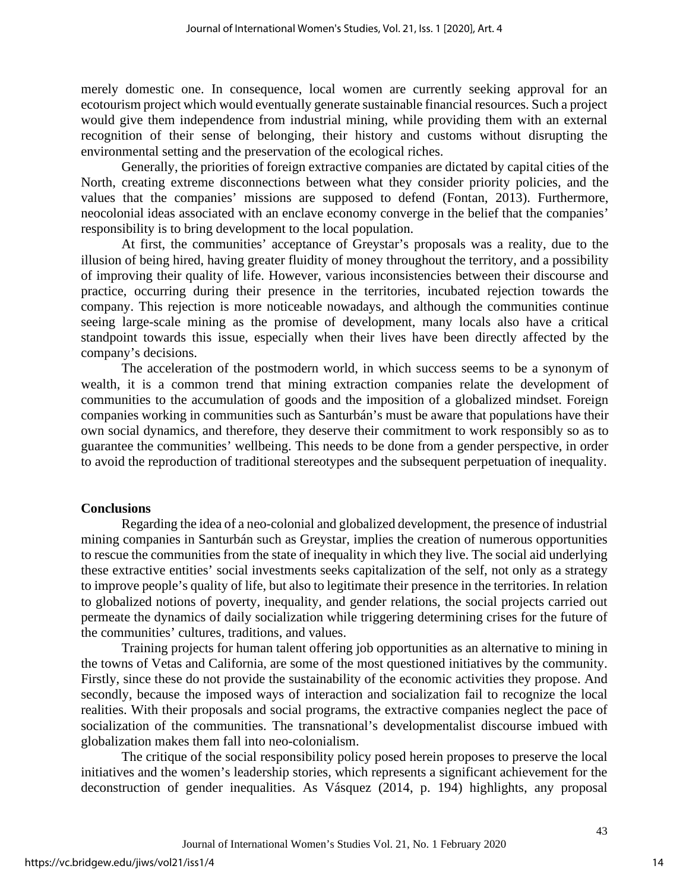merely domestic one. In consequence, local women are currently seeking approval for an ecotourism project which would eventually generate sustainable financial resources. Such a project would give them independence from industrial mining, while providing them with an external recognition of their sense of belonging, their history and customs without disrupting the environmental setting and the preservation of the ecological riches.

Generally, the priorities of foreign extractive companies are dictated by capital cities of the North, creating extreme disconnections between what they consider priority policies, and the values that the companies' missions are supposed to defend (Fontan, 2013). Furthermore, neocolonial ideas associated with an enclave economy converge in the belief that the companies' responsibility is to bring development to the local population.

At first, the communities' acceptance of Greystar's proposals was a reality, due to the illusion of being hired, having greater fluidity of money throughout the territory, and a possibility of improving their quality of life. However, various inconsistencies between their discourse and practice, occurring during their presence in the territories, incubated rejection towards the company. This rejection is more noticeable nowadays, and although the communities continue seeing large-scale mining as the promise of development, many locals also have a critical standpoint towards this issue, especially when their lives have been directly affected by the company's decisions.

The acceleration of the postmodern world, in which success seems to be a synonym of wealth, it is a common trend that mining extraction companies relate the development of communities to the accumulation of goods and the imposition of a globalized mindset. Foreign companies working in communities such as Santurbán's must be aware that populations have their own social dynamics, and therefore, they deserve their commitment to work responsibly so as to guarantee the communities' wellbeing. This needs to be done from a gender perspective, in order to avoid the reproduction of traditional stereotypes and the subsequent perpetuation of inequality.

## Conclusions

Regarding the idea of a neo-colonial and globalized development, the presence of industrial mining companies in Santurbán such as Greystar, implies the creation of numerous opportunities to rescue the communities from the state of inequality in which they live. The social aid underlying these extractive entities' social investments seeks capitalization of the self, not only as a strategy to improve people's quality of life, but also to legitimate their presence in the territories. In relation to globalized notions of poverty, inequality, and gender relations, the social projects carried out permeate the dynamics of daily socialization while triggering determining crises for the future of the communities' cultures, traditions, and values.

Training projects for human talent offering job opportunities as an alternative to mining in the towns of Vetas and California, are some of the most questioned initiatives by the community. Firstly, since these do not provide the sustainability of the economic activities they propose. And secondly, because the imposed ways of interaction and socialization fail to recognize the local realities. With their proposals and social programs, the extractive companies neglect the pace of socialization of the communities. The transnational's developmentalist discourse imbued with globalization makes them fall into neo-colonialism.

The critique of the social responsibility policy posed herein proposes to preserve the local initiatives and the women's leadership stories, which represents a significant achievement for the deconstruction of gender inequalities. As Vásquez (2014, p. 194) highlights, any proposal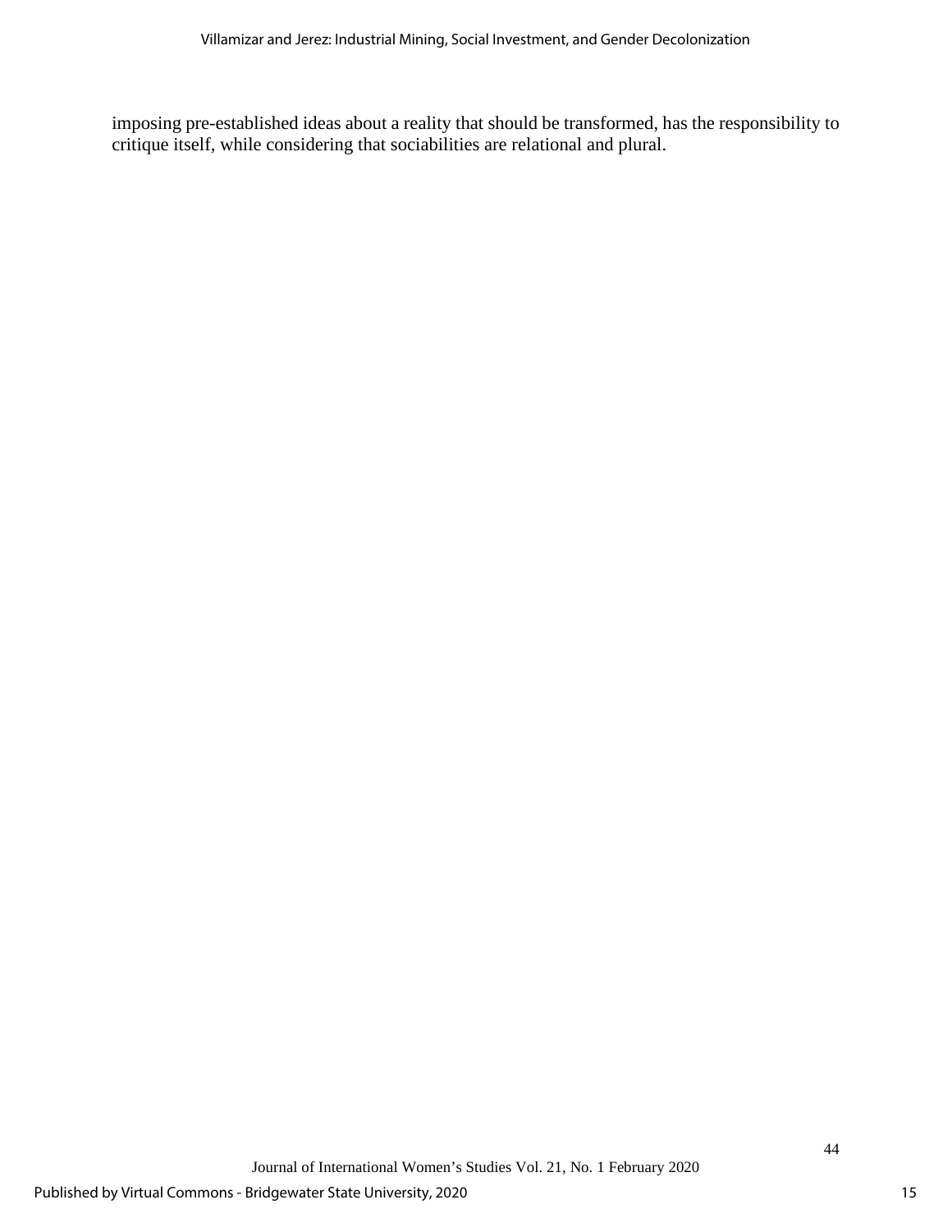imposing pre-established ideas about a reality that should be transformed, has the responsibility to critique itself, while considering that sociabilities are relational and plural.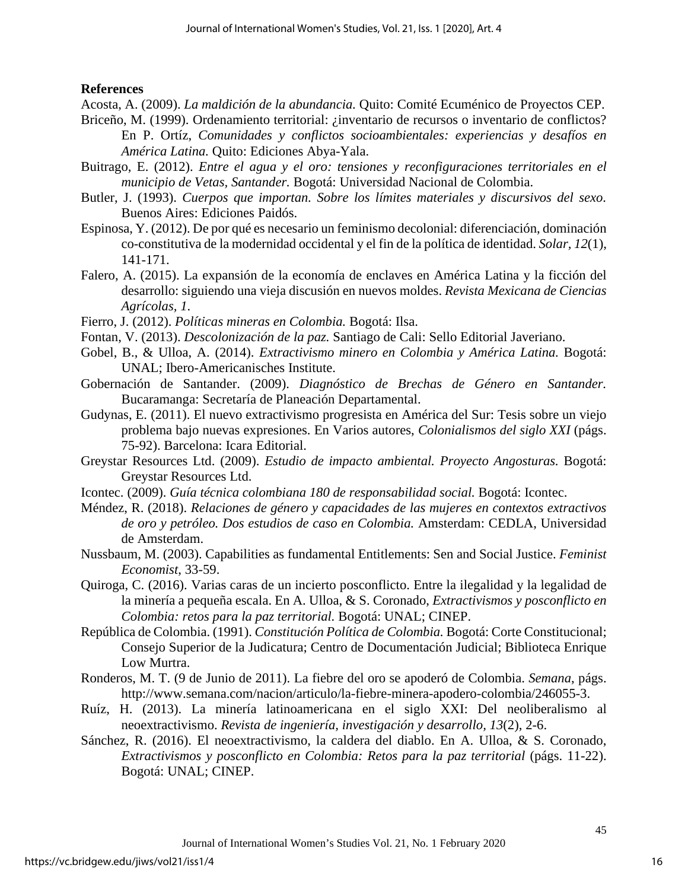**References**

Acosta, A. (2009). *La maldición de la abundancia.* Quito: Comité Ecuménico de Proyectos CEP.

Briceño, M. (1999). Ordenamiento territorial: ¿inventario de recursos o inventario de conflictos? En P. Ortíz, *Comunidades y conflictos socioambientales: experiencias y desafíos en América Latina.* Quito: Ediciones Abya-Yala.

Buitrago, E. (2012). *Entre el agua y el oro: tensiones y reconfiguraciones territoriales en el municipio de Vetas, Santander.* Bogotá: Universidad Nacional de Colombia.

Butler, J. (1993). *Cuerpos que importan. Sobre los límites materiales y discursivos del sexo.* Buenos Aires: Ediciones Paidós.

Espinosa, Y. (2012). De por qué es necesario un feminismo decolonial: diferenciación, dominación co-constitutiva de la modernidad occidental y el fin de la política de identidad. *Solar, 12*(1), 141-171.

Falero, A. (2015). La expansión de la economía de enclaves en América Latina y la ficción del desarrollo: siguiendo una vieja discusión en nuevos moldes. *Revista Mexicana de Ciencias Agrícolas, 1*.

Fierro, J. (2012). *Políticas mineras en Colombia.* Bogotá: Ilsa.

Fontan, V. (2013). *Descolonización de la paz.* Santiago de Cali: Sello Editorial Javeriano.

Gobel, B., & Ulloa, A. (2014). *Extractivismo minero en Colombia y América Latina.* Bogotá: UNAL; Ibero-Americanisches Institute.

Gobernación de Santander. (2009). *Diagnóstico de Brechas de Género en Santander.* Bucaramanga: Secretaría de Planeación Departamental.

Gudynas, E. (2011). El nuevo extractivismo progresista en América del Sur: Tesis sobre un viejo problema bajo nuevas expresiones. En Varios autores, *Colonialismos del siglo XXI* (págs. 75-92). Barcelona: Icara Editorial.

Greystar Resources Ltd. (2009). *Estudio de impacto ambiental. Proyecto Angosturas.* Bogotá: Greystar Resources Ltd.

Icontec. (2009). *Guía técnica colombiana 180 de responsabilidad social.* Bogotá: Icontec.

Méndez, R. (2018). *Relaciones de género y capacidades de las mujeres en contextos extractivos de oro y petróleo. Dos estudios de caso en Colombia.* Amsterdam: CEDLA, Universidad de Amsterdam.

Nussbaum, M. (2003). Capabilities as fundamental Entitlements: Sen and Social Justice. *Feminist Economist*, 33-59.

Quiroga, C. (2016). Varias caras de un incierto posconflicto. Entre la ilegalidad y la legalidad de la minería a pequeña escala. En A. Ulloa, & S. Coronado, *Extractivismos y posconflicto en Colombia: retos para la paz territorial.* Bogotá: UNAL; CINEP.

República de Colombia. (1991). *Constitución Política de Colombia.* Bogotá: Corte Constitucional; Consejo Superior de la Judicatura; Centro de Documentación Judicial; Biblioteca Enrique Low Murtra.

Ronderos, M. T. (9 de Junio de 2011). La fiebre del oro se apoderó de Colombia. *Semana*, págs. http://www.semana.com/nacion/articulo/la-fiebre-minera-apodero-colombia/246055-3.

Ruíz, H. (2013). La minería latinoamericana en el siglo XXI: Del neoliberalismo al neoextractivismo. *Revista de ingeniería, investigación y desarrollo, 13*(2), 2-6.

Sánchez, R. (2016). El neoextractivismo, la caldera del diablo. En A. Ulloa, & S. Coronado, *Extractivismos y posconflicto en Colombia: Retos para la paz territorial* (págs. 11-22). Bogotá: UNAL; CINEP.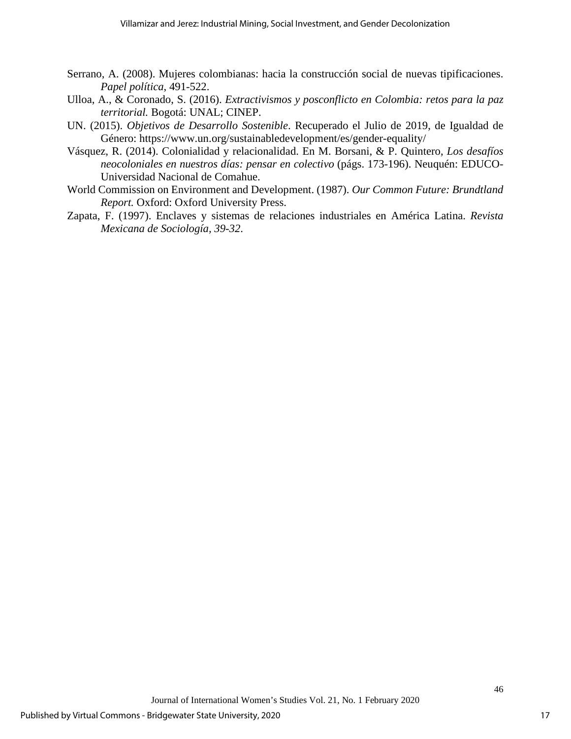Serrano, A. (2008). Mujeres colombianas: hacia la construcción social de nuevas tipificaciones. *Papel política*, 491-522.

Ulloa, A., & Coronado, S. (2016). *Extractivismos y posconflicto en Colombia: retos para la paz territorial.* Bogotá: UNAL; CINEP.

UN. (2015). *Objetivos de Desarrollo Sostenible*. Recuperado el Julio de 2019, de Igualdad de Género: https://www.un.org/sustainabledevelopment/es/gender-equality/

Vásquez, R. (2014). Colonialidad y relacionalidad. En M. Borsani, & P. Quintero, *Los desafíos neocoloniales en nuestros días: pensar en colectivo* (págs. 173-196). Neuquén: EDUCO-Universidad Nacional de Comahue.

World Commission on Environment and Development. (1987). *Our Common Future: Brundtland Report.* Oxford: Oxford University Press.

Zapata, F. (1997). Enclaves y sistemas de relaciones industriales en América Latina. *Revista Mexicana de Sociología, 39-32*.